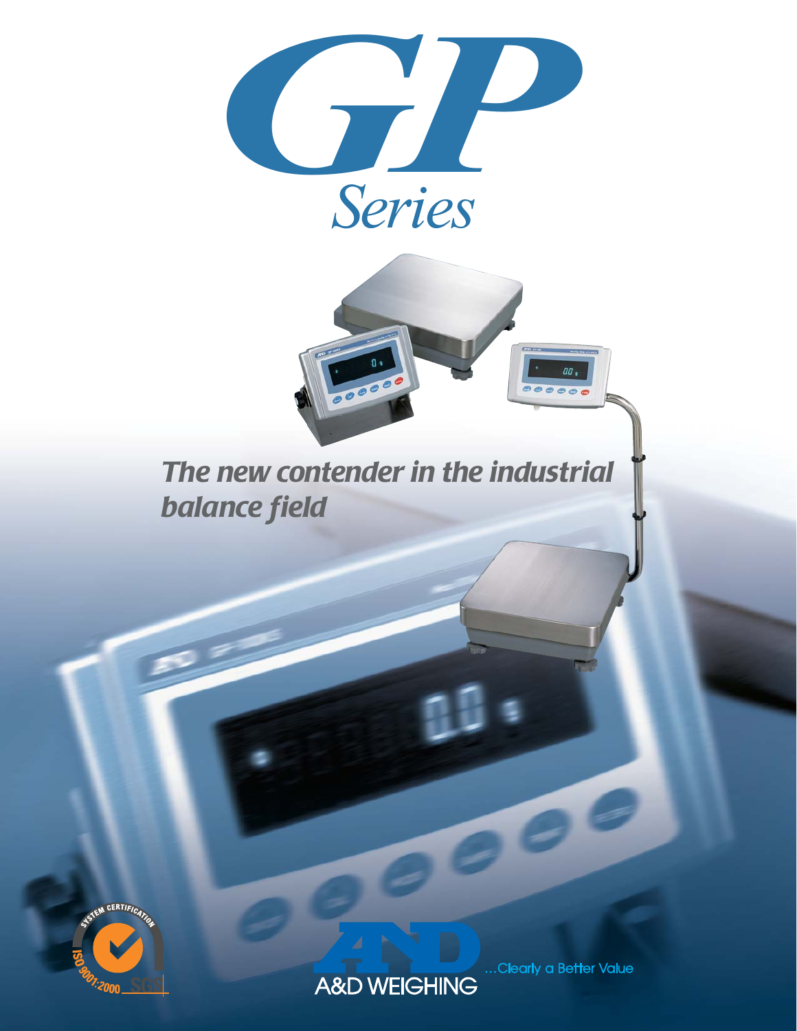# GP Series

*The new contender in the industrial balance field*

A&D WEIGHING

...Clearly a Better Value

SYSTEM CERTIFICATION ISO 9001:2000 SGS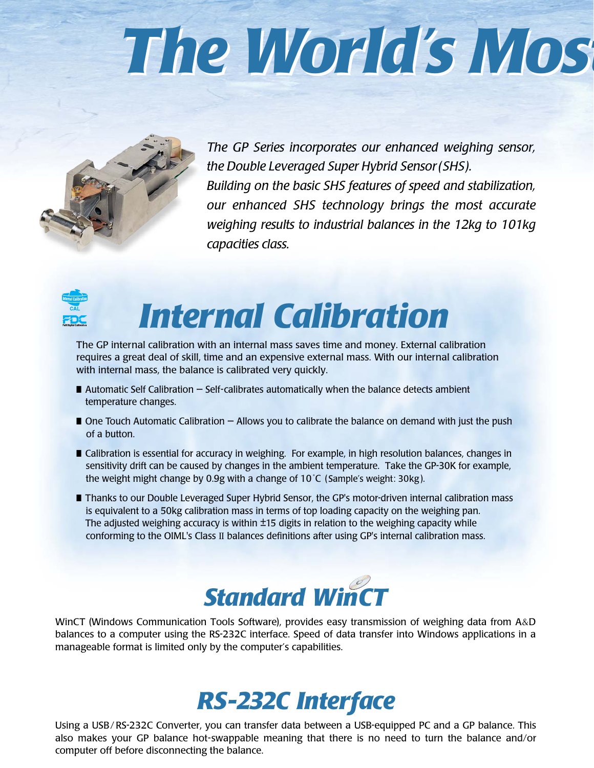# The World's Most

*The GP Series incorporates our enhanced weighing sensor, the Double Leveraged Super Hybrid Sensor (SHS). Building on the basic SHS features of speed and stabilization, our enhanced SHS technology brings the most accurate weighing results to industrial balances in the 12kg to 101kg capacities class.*

## Internal Calibration

The GP internal calibration with an internal mass saves time and money. External calibration requires a great deal of skill, time and an expensive external mass. With our internal calibration with internal mass, the balance is calibrated very quickly.

- Automatic Self Calibration – Self-calibrates automatically when the balance detects ambient temperature changes.
- One Touch Automatic Calibration – Allows you to calibrate the balance on demand with just the push of a button.
- Calibration is essential for accuracy in weighing. For example, in high resolution balances, changes in sensitivity drift can be caused by changes in the ambient temperature. Take the GP-30K for example, the weight might change by 0.9g with a change of 10°C (Sample's weight: 30kg).
- Thanks to our Double Leveraged Super Hybrid Sensor, the GP's motor-driven internal calibration mass is equivalent to a 50kg calibration mass in terms of top loading capacity on the weighing pan. The adjusted weighing accuracy is within ±15 digits in relation to the weighing capacity while conforming to the OIML's Class II balances definitions after using GP's internal calibration mass.

## Standard WinCT

WinCT (Windows Communication Tools Software), provides easy transmission of weighing data from A&D balances to a computer using the RS-232C interface. Speed of data transfer into Windows applications in a manageable format is limited only by the computer's capabilities.

## RS-232C Interface

Using a USB/RS-232C Converter, you can transfer data between a USB-equipped PC and a GP balance. This also makes your GP balance hot-swappable meaning that there is no need to turn the balance and/or computer off before disconnecting the balance.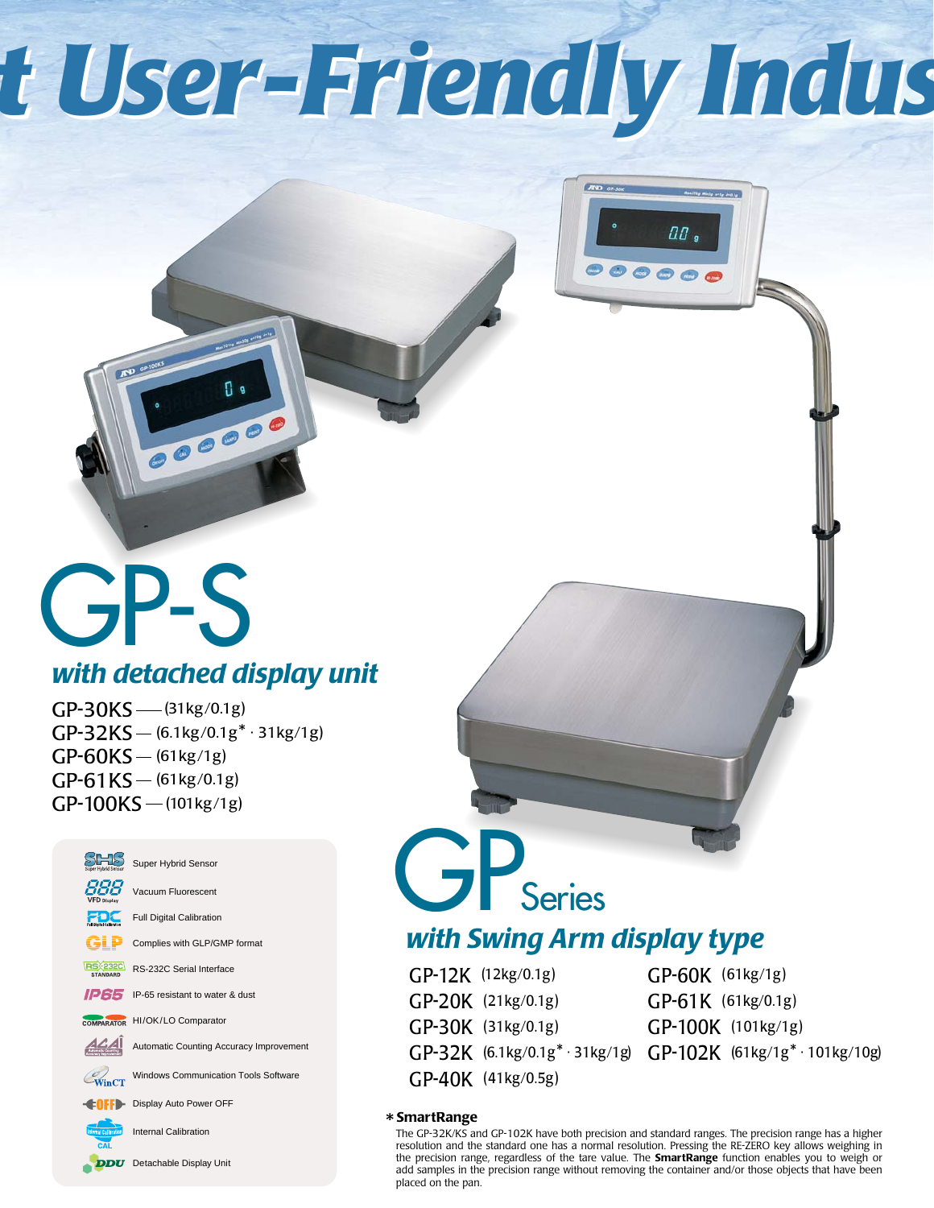# t User-Friendly Indus

# GP-S

## *with detached display unit*

GP-30KS — (31kg/0.1g)
GP-32KS — (6.1kg/0.1g* · 31kg/1g)
GP-60KS — (61kg/1g)
GP-61KS — (61kg/0.1g)
GP-100KS — (101kg/1g)

- SHS Super Hybrid Sensor
- VFD Display Vacuum Fluorescent
- FDC Full Digital Calibration
- GLP Complies with GLP/GMP format
- RS-232C STANDARD RS-232C Serial Interface
- IP65 IP-65 resistant to water & dust
- COMPARATOR HI/OK/LO Comparator
- ACAI Automatic Counting Accuracy Improvement
- WinCT Windows Communication Tools Software
- OFF Display Auto Power OFF
- Internal Calibration CAL Internal Calibration
- DDU Detachable Display Unit

# GP Series

## *with Swing Arm display type*

GP-12K (12kg/0.1g)
GP-20K (21kg/0.1g)
GP-30K (31kg/0.1g)
GP-32K (6.1kg/0.1g* · 31kg/1g)
GP-40K (41kg/0.5g)
GP-60K (61kg/1g)
GP-61K (61kg/0.1g)
GP-100K (101kg/1g)
GP-102K (61kg/1g* · 101kg/10g)

**\* SmartRange**

The GP-32K/KS and GP-102K have both precision and standard ranges. The precision range has a higher resolution and the standard one has a normal resolution. Pressing the RE-ZERO key allows weighing in the precision range, regardless of the tare value. The **SmartRange** function enables you to weigh or add samples in the precision range without removing the container and/or those objects that have been placed on the pan.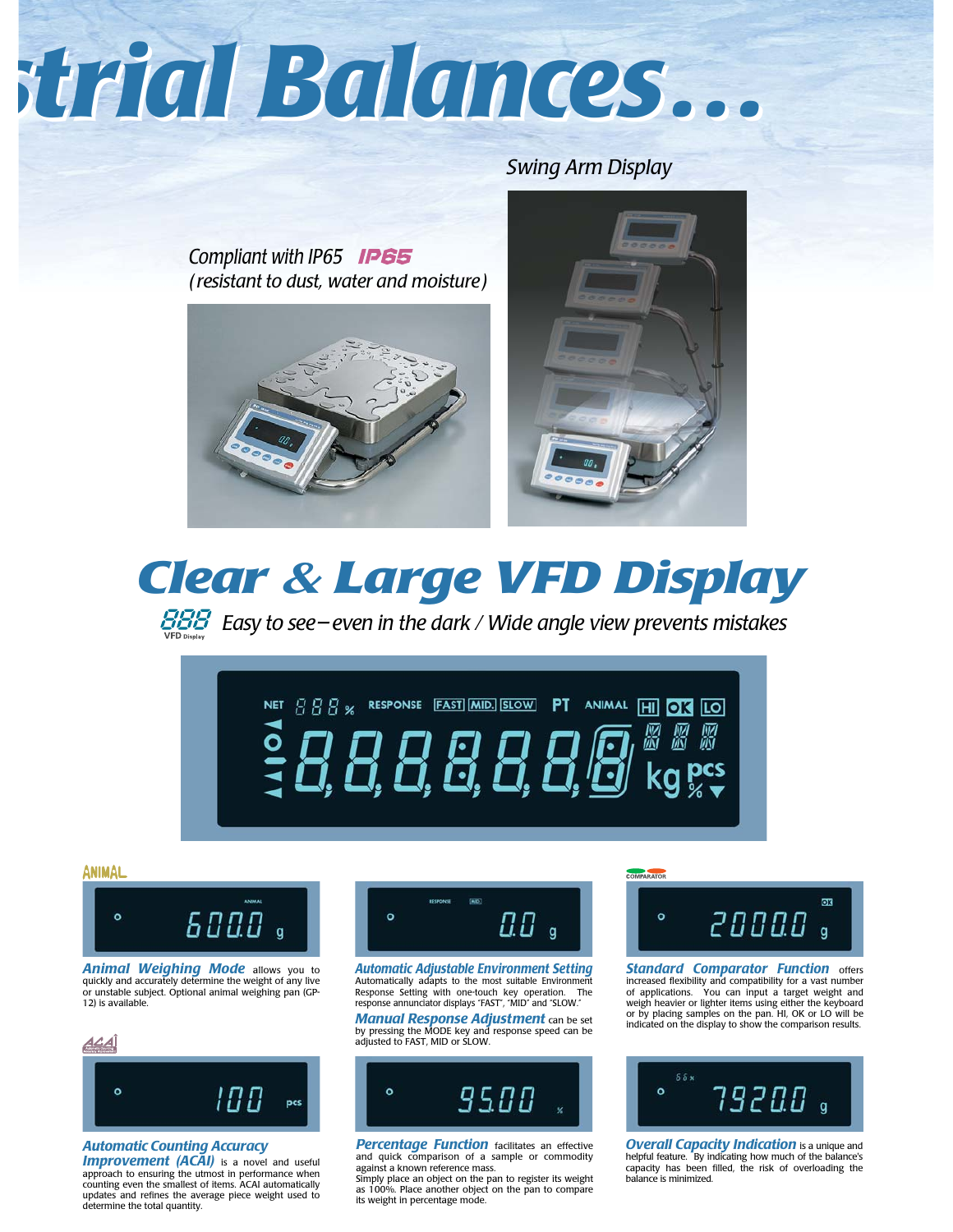# strial Balances...

*Swing Arm Display*

*Compliant with IP65* **IP65**
*(resistant to dust, water and moisture)*

# Clear & Large VFD Display

*Easy to see—even in the dark / Wide angle view prevents mistakes*

**ANIMAL**

***Animal Weighing Mode*** allows you to quickly and accurately determine the weight of any live or unstable subject. Optional animal weighing pan (GP-12) is available.

***Automatic Adjustable Environment Setting***
Automatically adapts to the most suitable Environment Response Setting with one-touch key operation. The response annunciator displays "FAST", "MID" and "SLOW."

***Manual Response Adjustment*** can be set by pressing the MODE key and response speed can be adjusted to FAST, MID or SLOW.

**COMPARATOR**

***Standard Comparator Function*** offers increased flexibility and compatibility for a vast number of applications. You can input a target weight and weigh heavier or lighter items using either the keyboard or by placing samples on the pan. HI, OK or LO will be indicated on the display to show the comparison results.

**ACAI**

***Automatic Counting Accuracy Improvement (ACAI)*** is a novel and useful approach to ensuring the utmost in performance when counting even the smallest of items. ACAI automatically updates and refines the average piece weight used to determine the total quantity.

***Percentage Function*** facilitates an effective and quick comparison of a sample or commodity against a known reference mass.
Simply place an object on the pan to register its weight as 100%. Place another object on the pan to compare its weight in percentage mode.

***Overall Capacity Indication*** is a unique and helpful feature. By indicating how much of the balance's capacity has been filled, the risk of overloading the balance is minimized.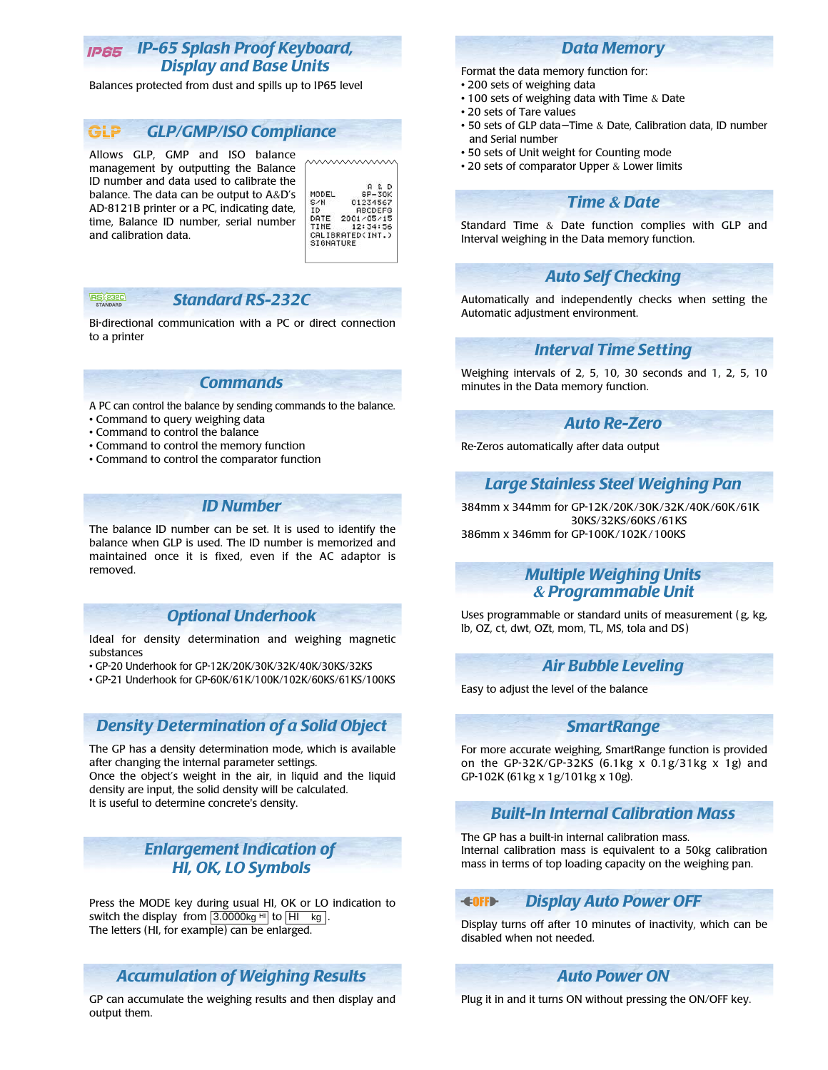## IP-65 Splash Proof Keyboard, Display and Base Units

Balances protected from dust and spills up to IP65 level

## GLP/GMP/ISO Compliance

Allows GLP, GMP and ISO balance management by outputting the Balance ID number and data used to calibrate the balance. The data can be output to A&D's AD-8121B printer or a PC, indicating date, time, Balance ID number, serial number and calibration data.

```
              A & D
MODEL       GP-30K
S/N       01234567
ID         ABCDEFG
DATE    2001/05/15
TIME      12:34:56
CALIBRATED(INT.)
SIGNATURE
```

## Standard RS-232C

Bi-directional communication with a PC or direct connection to a printer

## Commands

A PC can control the balance by sending commands to the balance.

- Command to query weighing data
- Command to control the balance
- Command to control the memory function
- Command to control the comparator function

## ID Number

The balance ID number can be set. It is used to identify the balance when GLP is used. The ID number is memorized and maintained once it is fixed, even if the AC adaptor is removed.

## Optional Underhook

Ideal for density determination and weighing magnetic substances

- GP-20 Underhook for GP-12K/20K/30K/32K/40K/30KS/32KS
- GP-21 Underhook for GP-60K/61K/100K/102K/60KS/61KS/100KS

## Density Determination of a Solid Object

The GP has a density determination mode, which is available after changing the internal parameter settings.
Once the object's weight in the air, in liquid and the liquid density are input, the solid density will be calculated.
It is useful to determine concrete's density.

## Enlargement Indication of HI, OK, LO Symbols

Press the MODE key during usual HI, OK or LO indication to switch the display from [3.0000kg HI] to [HI kg].
The letters (HI, for example) can be enlarged.

## Accumulation of Weighing Results

GP can accumulate the weighing results and then display and output them.

## Data Memory

Format the data memory function for:

- 200 sets of weighing data
- 100 sets of weighing data with Time & Date
- 20 sets of Tare values
- 50 sets of GLP data—Time & Date, Calibration data, ID number and Serial number
- 50 sets of Unit weight for Counting mode
- 20 sets of comparator Upper & Lower limits

## Time & Date

Standard Time & Date function complies with GLP and Interval weighing in the Data memory function.

## Auto Self Checking

Automatically and independently checks when setting the Automatic adjustment environment.

## Interval Time Setting

Weighing intervals of 2, 5, 10, 30 seconds and 1, 2, 5, 10 minutes in the Data memory function.

## Auto Re-Zero

Re-Zeros automatically after data output

## Large Stainless Steel Weighing Pan

384mm x 344mm for GP-12K/20K/30K/32K/40K/60K/61K
30KS/32KS/60KS/61KS
386mm x 346mm for GP-100K/102K/100KS

## Multiple Weighing Units & Programmable Unit

Uses programmable or standard units of measurement (g, kg, lb, OZ, ct, dwt, OZt, mom, TL, MS, tola and DS)

## Air Bubble Leveling

Easy to adjust the level of the balance

## SmartRange

For more accurate weighing, SmartRange function is provided on the GP-32K/GP-32KS (6.1kg x 0.1g/31kg x 1g) and GP-102K (61kg x 1g/101kg x 10g).

## Built-In Internal Calibration Mass

The GP has a built-in internal calibration mass.
Internal calibration mass is equivalent to a 50kg calibration mass in terms of top loading capacity on the weighing pan.

## Display Auto Power OFF

Display turns off after 10 minutes of inactivity, which can be disabled when not needed.

## Auto Power ON

Plug it in and it turns ON without pressing the ON/OFF key.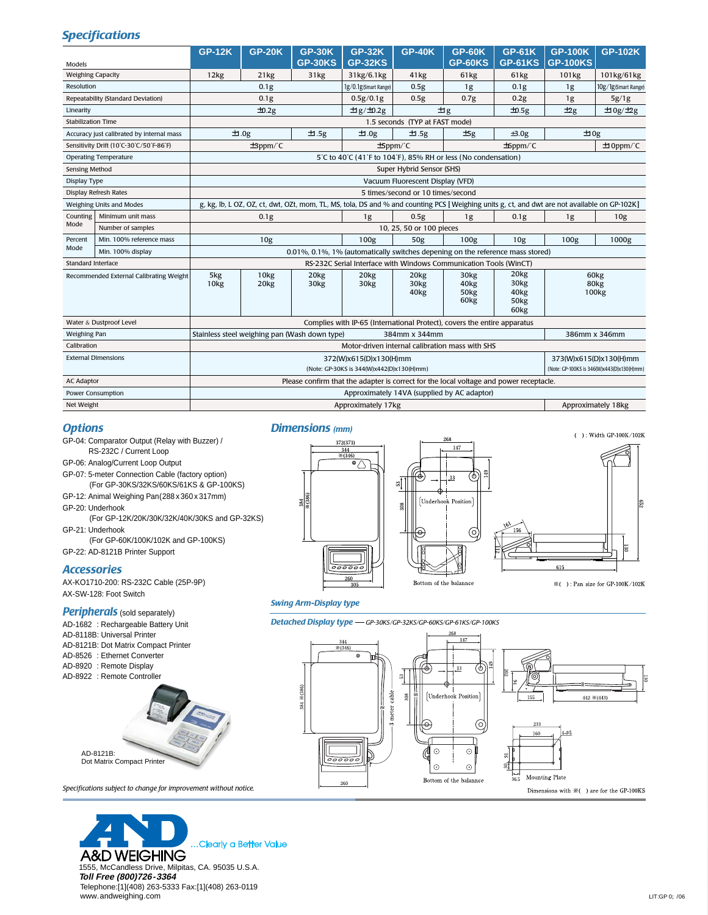## Specifications

| Models | | GP-12K | GP-20K | GP-30K GP-30KS | GP-32K GP-32KS | GP-40K | GP-60K GP-60KS | GP-61K GP-61KS | GP-100K GP-100KS | GP-102K |
|---|---|---|---|---|---|---|---|---|---|---|
| Weighing Capacity | | 12kg | 21kg | 31kg | 31kg/6.1kg | 41kg | 61kg | 61kg | 101kg | 101kg/61kg |
| Resolution | | 0.1g | | | 1g/0.1g (Smart Range) | 0.5g | 1g | 0.1g | 1g | 10g/1g (Smart Range) |
| Repeatability (Standard Deviation) | | 0.1g | | | 0.5g/0.1g | 0.5g | 0.7g | 0.2g | 1g | 5g/1g |
| Linearity | | ±0.2g | | | ±1g/±0.2g | ±1g | | ±0.5g | ±2g | ±10g/±2g |
| Stabilization Time | | 1.5 seconds (TYP at FAST mode) | | | | | | | | |
| Accuracy just calibrated by internal mass | | ±1.0g | | ±1.5g | ±1.0g | ±1.5g | ±5g | ±3.0g | ±10g | |
| Sensitivity Drift (10°C-30°C/50°F-86°F) | | ±3ppm/°C | | | ±5ppm/°C | | | ±6ppm/°C | | ±10ppm/°C |
| Operating Temperature | | 5°C to 40°C (41°F to 104°F), 85% RH or less (No condensation) | | | | | | | | |
| Sensing Method | | Super Hybrid Sensor (SHS) | | | | | | | | |
| Display Type | | Vacuum Fluorescent Display (VFD) | | | | | | | | |
| Display Refresh Rates | | 5 times/second or 10 times/second | | | | | | | | |
| Weighing Units and Modes | | g, kg, lb, L OZ, OZ, ct, dwt, OZt, mom, TL, MS, tola, DS and % and counting PCS [Weighing units g, ct, and dwt are not available on GP-102K] | | | | | | | | |
| Counting Mode | Minimum unit mass | 0.1g | | | 1g | 0.5g | 1g | 0.1g | 1g | 10g |
| | Number of samples | 10, 25, 50 or 100 pieces | | | | | | | | |
| Percent Mode | Min. 100% reference mass | 10g | | | 100g | 50g | 100g | 10g | 100g | 1000g |
| | Min. 100% display | 0.01%, 0.1%, 1% (automatically switches depening on the reference mass stored) | | | | | | | | |
| Standard Interface | | RS-232C Serial Interface with Windows Communication Tools (WinCT) | | | | | | | | |
| Recommended External Calibrating Weight | | 5kg 10kg | 10kg 20kg | 20kg 30kg | 20kg 30kg | 20kg 30kg 40kg | 30kg 40kg 50kg 60kg | 20kg 30kg 40kg 50kg 60kg | 60kg 80kg 100kg | |
| Water & Dustproof Level | | Complies with IP-65 (International Protect), covers the entire apparatus | | | | | | | | |
| Weighing Pan | | Stainless steel weighing pan (Wash down type) 384mm x 344mm | | | | | | | 386mm x 346mm | |
| Calibration | | Motor-driven internal calibration mass with SHS | | | | | | | | |
| External Dimensions | | 372(W)x615(D)x130(H)mm (Note: GP-30KS is 344(W)x442(D)x130(H)mm) | | | | | | | 373(W)x615(D)x130(H)mm (Note: GP-100KS is 346(W)x443(D)x130(H)mm) | |
| AC Adaptor | | Please confirm that the adapter is correct for the local voltage and power receptacle. | | | | | | | | |
| Power Consumption | | Approximately 14VA (supplied by AC adaptor) | | | | | | | | |
| Net Weight | | Approximately 17kg | | | | | | | Approximately 18kg | |

## Options

GP-04: Comparator Output (Relay with Buzzer) / RS-232C / Current Loop
GP-06: Analog/Current Loop Output
GP-07: 5-meter Connection Cable (factory option) (For GP-30KS/32KS/60KS/61KS & GP-100KS)
GP-12: Animal Weighing Pan(288x360x317mm)
GP-20: Underhook (For GP-12K/20K/30K/32K/40K/30KS and GP-32KS)
GP-21: Underhook (For GP-60K/100K/102K and GP-100KS)
GP-22: AD-8121B Printer Support

## Accessories

AX-KO1710-200: RS-232C Cable (25P-9P)
AX-SW-128: Foot Switch

## Peripherals (sold separately)

AD-1682 : Rechargeable Battery Unit
AD-8118B: Universal Printer
AD-8121B: Dot Matrix Compact Printer
AD-8526 : Ethernet Converter
AD-8920 : Remote Display
AD-8922 : Remote Controller

AD-8121B:
Dot Matrix Compact Printer

## Dimensions (mm)

( ): Width GP-100K/102K

372(373) 344 ※(346) 384 ※(386) 260 305 268 147 13 149 53 308 Underhook Position Bottom of the balance 161 156 212 130 615 659

※( ): Pan size for GP-100K/102K

*Swing Arm-Display type*

*Detached Display type* — GP-30KS/GP-32KS/GP-60KS/GP-61KS/GP-100KS

344 ※(346) 384 ※(386) 3 meter cable 260 268 147 13 149 53 308 Underhook Position Bottom of the balance 202 96 155 442 ※(443) 130 233 160 4-φ5 91 30 36.5 Mounting Plate

Dimensions with ※( ) are for the GP-100KS

*Specifications subject to change for improvement without notice.*

A&D WEIGHING ...Clearly a Better Value
1555, McCandless Drive, Milpitas, CA. 95035 U.S.A.
***Toll Free (800)726-3364***
Telephone:[1](408) 263-5333 Fax:[1](408) 263-0119
www.andweighing.com

LIT:GP 0; /06